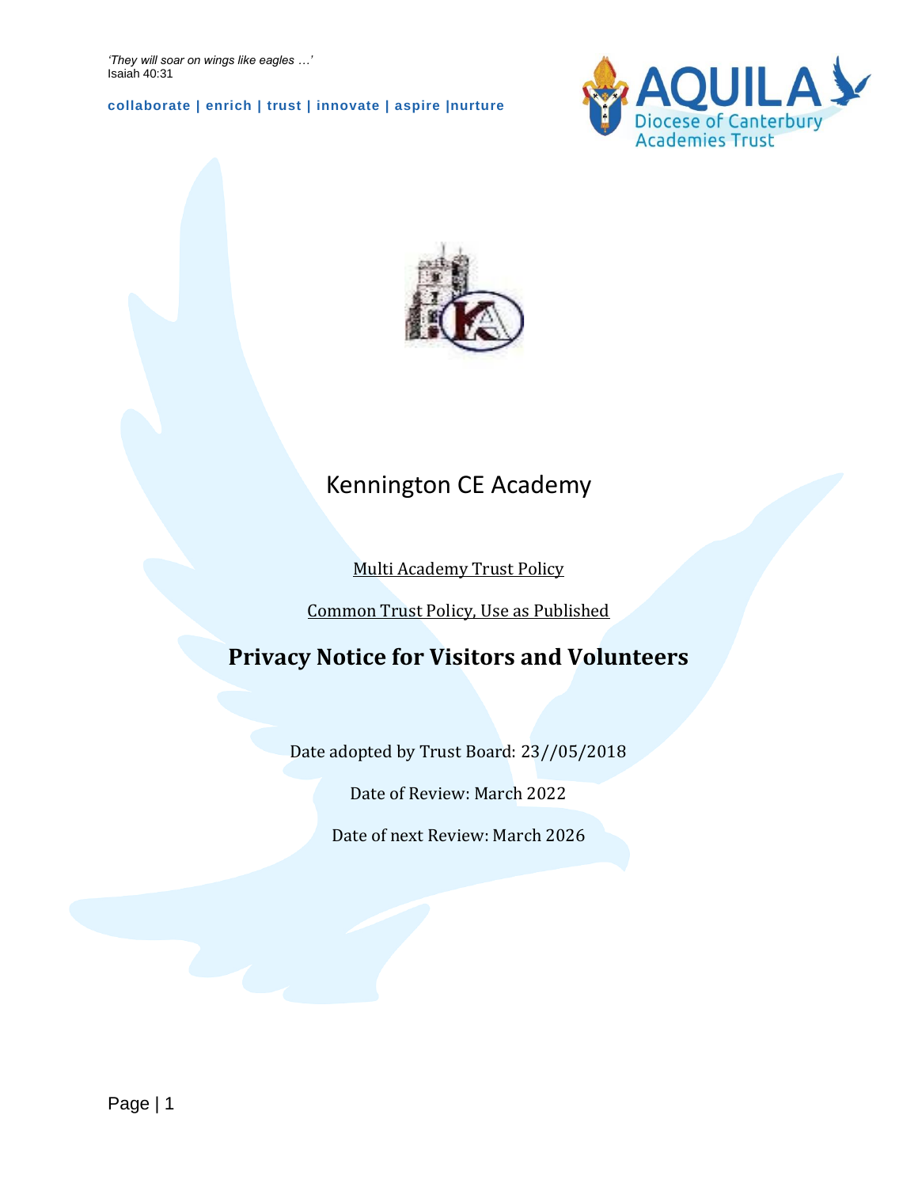*'They will soar on wings like eagles …'*
Isaiah 40:31

**collaborate | enrich | trust | innovate | aspire |nurture**

AQUILA
Diocese of Canterbury
Academies Trust

# Kennington CE Academy

Multi Academy Trust Policy

Common Trust Policy, Use as Published

## Privacy Notice for Visitors and Volunteers

Date adopted by Trust Board: 23//05/2018

Date of Review: March 2022

Date of next Review: March 2026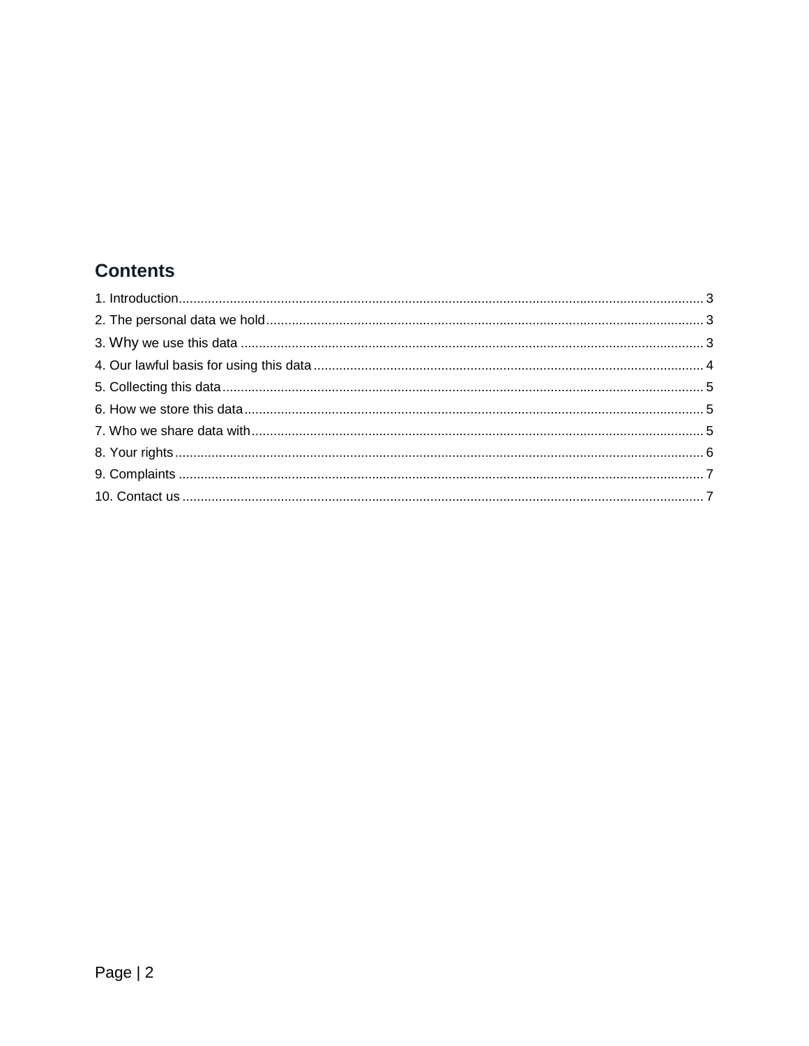## Contents

1. Introduction ........................................................................................................ 3
2. The personal data we hold ........................................................................................ 3
3. Why we use this data ........................................................................................ 3
4. Our lawful basis for using this data ........................................................................................ 4
5. Collecting this data ........................................................................................ 5
6. How we store this data ........................................................................................ 5
7. Who we share data with ........................................................................................ 5
8. Your rights ........................................................................................ 6
9. Complaints ........................................................................................ 7
10. Contact us ........................................................................................ 7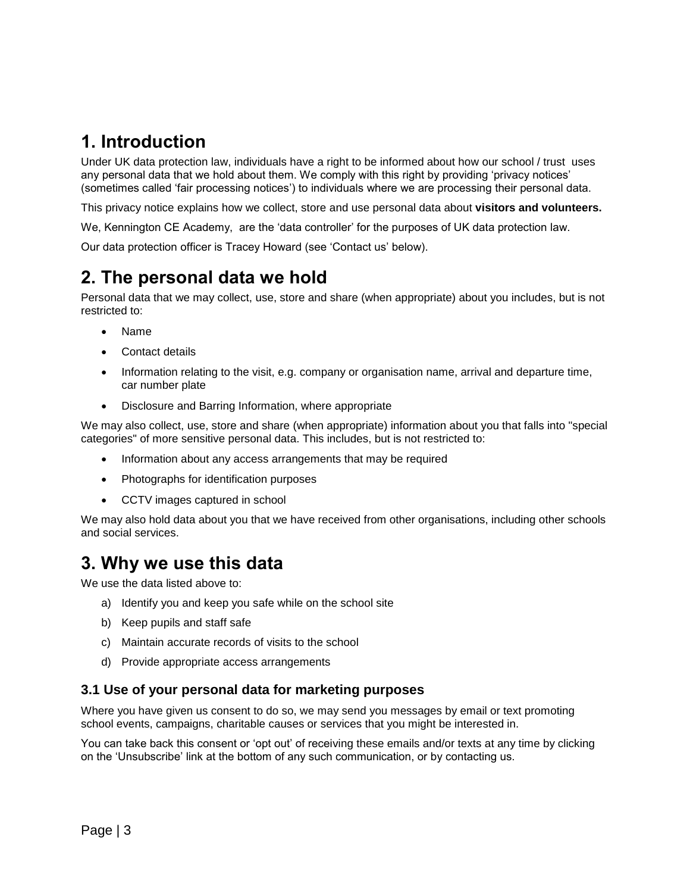# 1. Introduction

Under UK data protection law, individuals have a right to be informed about how our school / trust uses any personal data that we hold about them. We comply with this right by providing 'privacy notices' (sometimes called 'fair processing notices') to individuals where we are processing their personal data.

This privacy notice explains how we collect, store and use personal data about **visitors and volunteers.**

We, Kennington CE Academy, are the 'data controller' for the purposes of UK data protection law.

Our data protection officer is Tracey Howard (see 'Contact us' below).

# 2. The personal data we hold

Personal data that we may collect, use, store and share (when appropriate) about you includes, but is not restricted to:

- Name
- Contact details
- Information relating to the visit, e.g. company or organisation name, arrival and departure time, car number plate
- Disclosure and Barring Information, where appropriate

We may also collect, use, store and share (when appropriate) information about you that falls into "special categories" of more sensitive personal data. This includes, but is not restricted to:

- Information about any access arrangements that may be required
- Photographs for identification purposes
- CCTV images captured in school

We may also hold data about you that we have received from other organisations, including other schools and social services.

# 3. Why we use this data

We use the data listed above to:

a) Identify you and keep you safe while on the school site
b) Keep pupils and staff safe
c) Maintain accurate records of visits to the school
d) Provide appropriate access arrangements

## 3.1 Use of your personal data for marketing purposes

Where you have given us consent to do so, we may send you messages by email or text promoting school events, campaigns, charitable causes or services that you might be interested in.

You can take back this consent or 'opt out' of receiving these emails and/or texts at any time by clicking on the 'Unsubscribe' link at the bottom of any such communication, or by contacting us.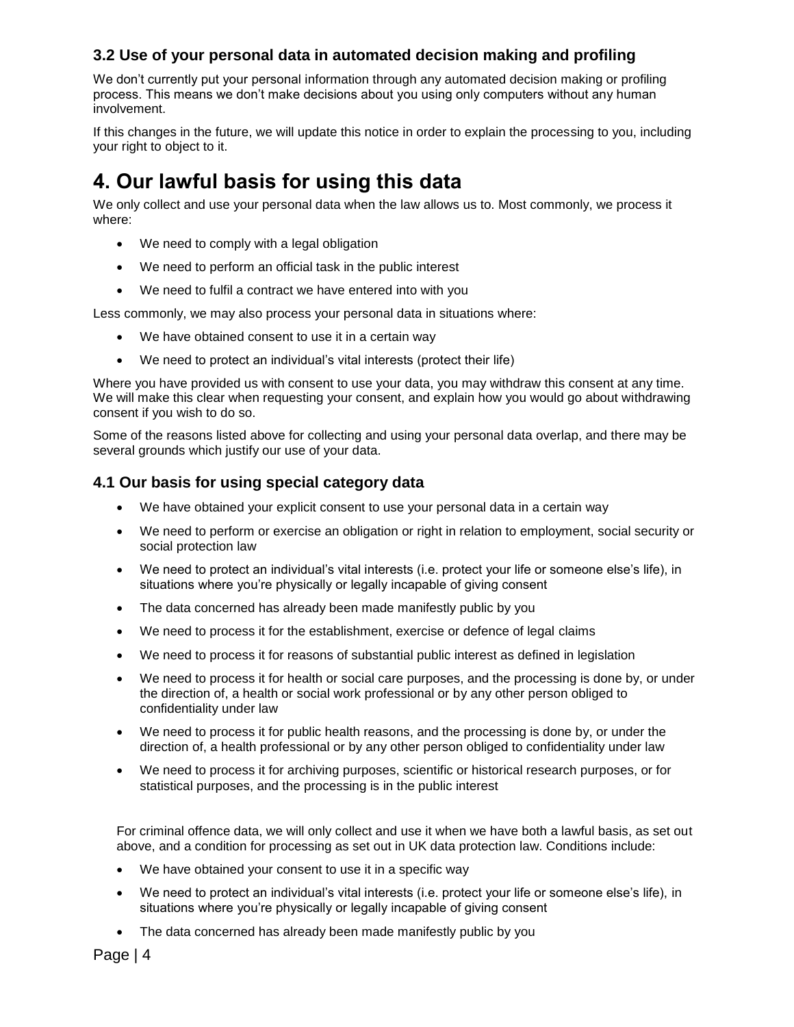### 3.2 Use of your personal data in automated decision making and profiling

We don't currently put your personal information through any automated decision making or profiling process. This means we don't make decisions about you using only computers without any human involvement.

If this changes in the future, we will update this notice in order to explain the processing to you, including your right to object to it.

# 4. Our lawful basis for using this data

We only collect and use your personal data when the law allows us to. Most commonly, we process it where:

- We need to comply with a legal obligation
- We need to perform an official task in the public interest
- We need to fulfil a contract we have entered into with you

Less commonly, we may also process your personal data in situations where:

- We have obtained consent to use it in a certain way
- We need to protect an individual's vital interests (protect their life)

Where you have provided us with consent to use your data, you may withdraw this consent at any time. We will make this clear when requesting your consent, and explain how you would go about withdrawing consent if you wish to do so.

Some of the reasons listed above for collecting and using your personal data overlap, and there may be several grounds which justify our use of your data.

### 4.1 Our basis for using special category data

- We have obtained your explicit consent to use your personal data in a certain way
- We need to perform or exercise an obligation or right in relation to employment, social security or social protection law
- We need to protect an individual's vital interests (i.e. protect your life or someone else's life), in situations where you're physically or legally incapable of giving consent
- The data concerned has already been made manifestly public by you
- We need to process it for the establishment, exercise or defence of legal claims
- We need to process it for reasons of substantial public interest as defined in legislation
- We need to process it for health or social care purposes, and the processing is done by, or under the direction of, a health or social work professional or by any other person obliged to confidentiality under law
- We need to process it for public health reasons, and the processing is done by, or under the direction of, a health professional or by any other person obliged to confidentiality under law
- We need to process it for archiving purposes, scientific or historical research purposes, or for statistical purposes, and the processing is in the public interest

For criminal offence data, we will only collect and use it when we have both a lawful basis, as set out above, and a condition for processing as set out in UK data protection law. Conditions include:

- We have obtained your consent to use it in a specific way
- We need to protect an individual's vital interests (i.e. protect your life or someone else's life), in situations where you're physically or legally incapable of giving consent
- The data concerned has already been made manifestly public by you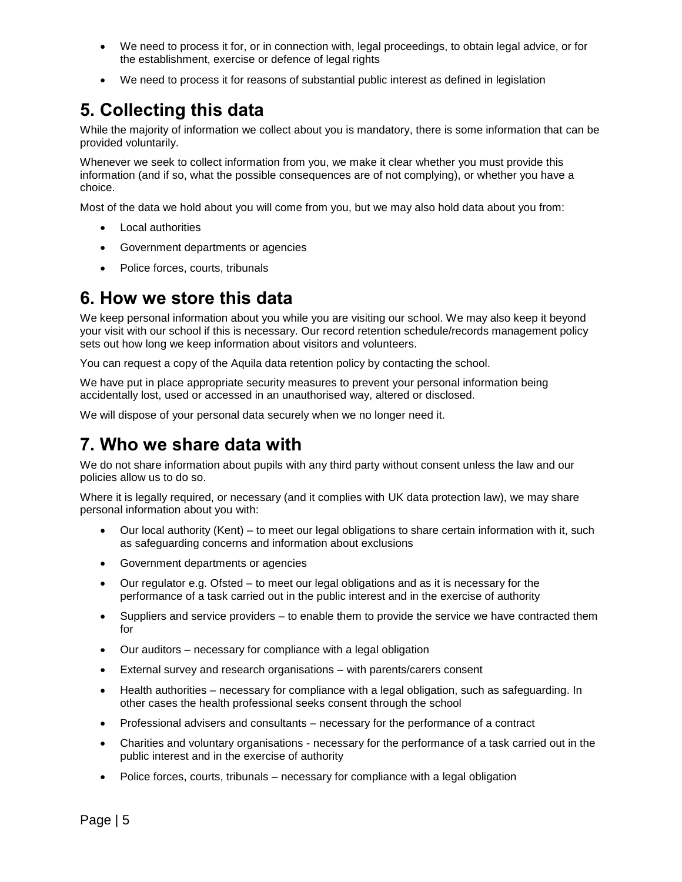- We need to process it for, or in connection with, legal proceedings, to obtain legal advice, or for the establishment, exercise or defence of legal rights
- We need to process it for reasons of substantial public interest as defined in legislation

## 5. Collecting this data

While the majority of information we collect about you is mandatory, there is some information that can be provided voluntarily.

Whenever we seek to collect information from you, we make it clear whether you must provide this information (and if so, what the possible consequences are of not complying), or whether you have a choice.

Most of the data we hold about you will come from you, but we may also hold data about you from:

- Local authorities
- Government departments or agencies
- Police forces, courts, tribunals

## 6. How we store this data

We keep personal information about you while you are visiting our school. We may also keep it beyond your visit with our school if this is necessary. Our record retention schedule/records management policy sets out how long we keep information about visitors and volunteers.

You can request a copy of the Aquila data retention policy by contacting the school.

We have put in place appropriate security measures to prevent your personal information being accidentally lost, used or accessed in an unauthorised way, altered or disclosed.

We will dispose of your personal data securely when we no longer need it.

## 7. Who we share data with

We do not share information about pupils with any third party without consent unless the law and our policies allow us to do so.

Where it is legally required, or necessary (and it complies with UK data protection law), we may share personal information about you with:

- Our local authority (Kent) – to meet our legal obligations to share certain information with it, such as safeguarding concerns and information about exclusions
- Government departments or agencies
- Our regulator e.g. Ofsted – to meet our legal obligations and as it is necessary for the performance of a task carried out in the public interest and in the exercise of authority
- Suppliers and service providers – to enable them to provide the service we have contracted them for
- Our auditors – necessary for compliance with a legal obligation
- External survey and research organisations – with parents/carers consent
- Health authorities – necessary for compliance with a legal obligation, such as safeguarding. In other cases the health professional seeks consent through the school
- Professional advisers and consultants – necessary for the performance of a contract
- Charities and voluntary organisations - necessary for the performance of a task carried out in the public interest and in the exercise of authority
- Police forces, courts, tribunals – necessary for compliance with a legal obligation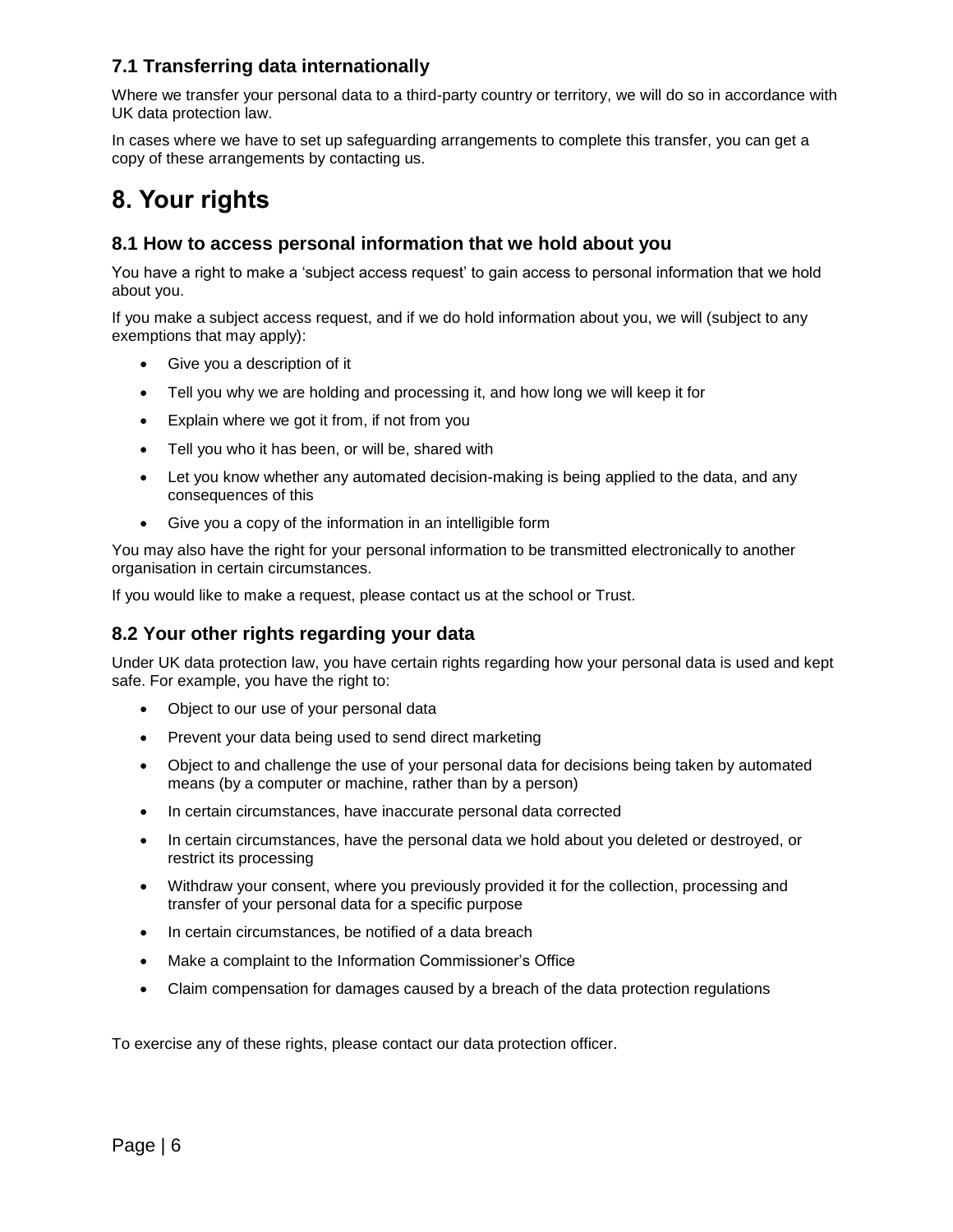### 7.1 Transferring data internationally

Where we transfer your personal data to a third-party country or territory, we will do so in accordance with UK data protection law.

In cases where we have to set up safeguarding arrangements to complete this transfer, you can get a copy of these arrangements by contacting us.

# 8. Your rights

### 8.1 How to access personal information that we hold about you

You have a right to make a 'subject access request' to gain access to personal information that we hold about you.

If you make a subject access request, and if we do hold information about you, we will (subject to any exemptions that may apply):

- Give you a description of it
- Tell you why we are holding and processing it, and how long we will keep it for
- Explain where we got it from, if not from you
- Tell you who it has been, or will be, shared with
- Let you know whether any automated decision-making is being applied to the data, and any consequences of this
- Give you a copy of the information in an intelligible form

You may also have the right for your personal information to be transmitted electronically to another organisation in certain circumstances.

If you would like to make a request, please contact us at the school or Trust.

### 8.2 Your other rights regarding your data

Under UK data protection law, you have certain rights regarding how your personal data is used and kept safe. For example, you have the right to:

- Object to our use of your personal data
- Prevent your data being used to send direct marketing
- Object to and challenge the use of your personal data for decisions being taken by automated means (by a computer or machine, rather than by a person)
- In certain circumstances, have inaccurate personal data corrected
- In certain circumstances, have the personal data we hold about you deleted or destroyed, or restrict its processing
- Withdraw your consent, where you previously provided it for the collection, processing and transfer of your personal data for a specific purpose
- In certain circumstances, be notified of a data breach
- Make a complaint to the Information Commissioner's Office
- Claim compensation for damages caused by a breach of the data protection regulations

To exercise any of these rights, please contact our data protection officer.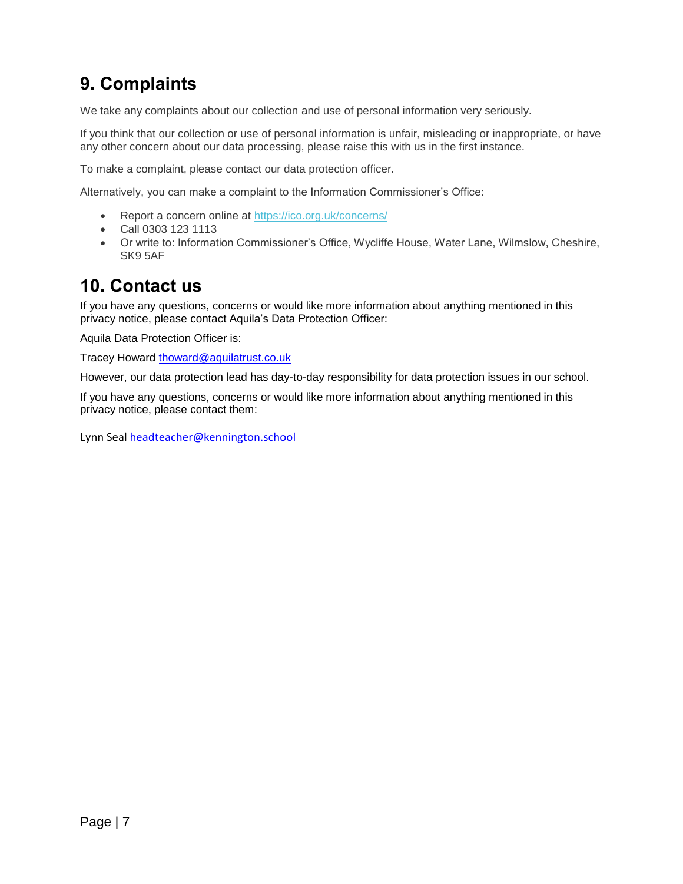## 9. Complaints

We take any complaints about our collection and use of personal information very seriously.

If you think that our collection or use of personal information is unfair, misleading or inappropriate, or have any other concern about our data processing, please raise this with us in the first instance.

To make a complaint, please contact our data protection officer.

Alternatively, you can make a complaint to the Information Commissioner's Office:

- Report a concern online at https://ico.org.uk/concerns/
- Call 0303 123 1113
- Or write to: Information Commissioner's Office, Wycliffe House, Water Lane, Wilmslow, Cheshire, SK9 5AF

## 10. Contact us

If you have any questions, concerns or would like more information about anything mentioned in this privacy notice, please contact Aquila's Data Protection Officer:

Aquila Data Protection Officer is:

Tracey Howard thoward@aquilatrust.co.uk

However, our data protection lead has day-to-day responsibility for data protection issues in our school.

If you have any questions, concerns or would like more information about anything mentioned in this privacy notice, please contact them:

Lynn Seal headteacher@kennington.school